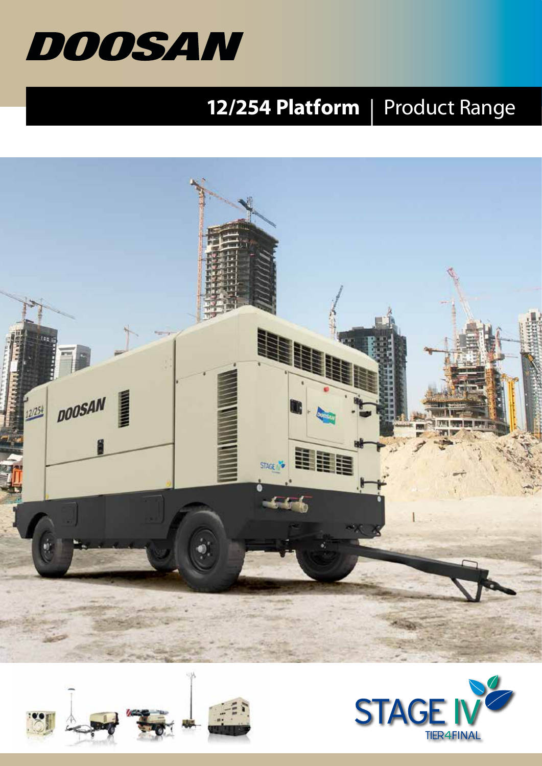# DOOSAN

## 12/254 Platform | Product Range

STAGE IV

TIER4FINAL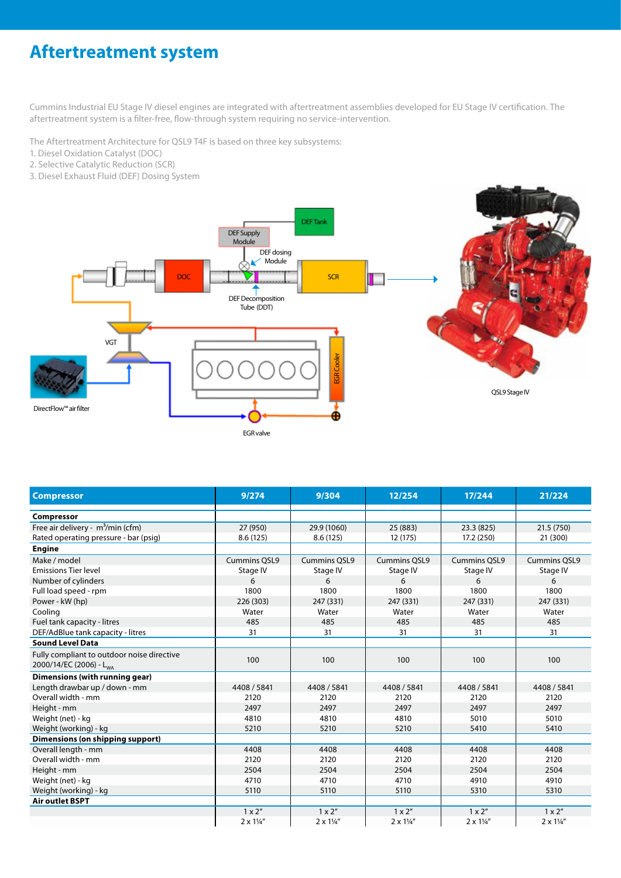# Aftertreatment system

Cummins Industrial EU Stage IV diesel engines are integrated with aftertreatment assemblies developed for EU Stage IV certification. The aftertreatment system is a filter-free, flow-through system requiring no service-intervention.

The Aftertreatment Architecture for QSL9 T4F is based on three key subsystems:

1. Diesel Oxidation Catalyst (DOC)
2. Selective Catalytic Reduction (SCR)
3. Diesel Exhaust Fluid (DEF) Dosing System

DEF Tank, DEF Supply Module, DEF dosing Module, DOC, SCR, DEF Decomposition Tube (DDT), VGT, EGR Cooler, DirectFlow™ air filter, EGR valve

QSL9 Stage IV

| Compressor | 9/274 | 9/304 | 12/254 | 17/244 | 21/224 |
|---|---|---|---|---|---|
| **Compressor** | | | | | |
| Free air delivery - $m^3$/min (cfm) | 27 (950) | 29.9 (1060) | 25 (883) | 23.3 (825) | 21.5 (750) |
| Rated operating pressure - bar (psig) | 8.6 (125) | 8.6 (125) | 12 (175) | 17.2 (250) | 21 (300) |
| **Engine** | | | | | |
| Make / model | Cummins QSL9 | Cummins QSL9 | Cummins QSL9 | Cummins QSL9 | Cummins QSL9 |
| Emissions Tier level | Stage IV | Stage IV | Stage IV | Stage IV | Stage IV |
| Number of cylinders | 6 | 6 | 6 | 6 | 6 |
| Full load speed - rpm | 1800 | 1800 | 1800 | 1800 | 1800 |
| Power - kW (hp) | 226 (303) | 247 (331) | 247 (331) | 247 (331) | 247 (331) |
| Cooling | Water | Water | Water | Water | Water |
| Fuel tank capacity - litres | 485 | 485 | 485 | 485 | 485 |
| DEF/AdBlue tank capacity - litres | 31 | 31 | 31 | 31 | 31 |
| **Sound Level Data** | | | | | |
| Fully compliant to outdoor noise directive 2000/14/EC (2006) - $L_{WA}$ | 100 | 100 | 100 | 100 | 100 |
| **Dimensions (with running gear)** | | | | | |
| Length drawbar up / down - mm | 4408 / 5841 | 4408 / 5841 | 4408 / 5841 | 4408 / 5841 | 4408 / 5841 |
| Overall width - mm | 2120 | 2120 | 2120 | 2120 | 2120 |
| Height - mm | 2497 | 2497 | 2497 | 2497 | 2497 |
| Weight (net) - kg | 4810 | 4810 | 4810 | 5010 | 5010 |
| Weight (working) - kg | 5210 | 5210 | 5210 | 5410 | 5410 |
| **Dimensions (on shipping support)** | | | | | |
| Overall length - mm | 4408 | 4408 | 4408 | 4408 | 4408 |
| Overall width - mm | 2120 | 2120 | 2120 | 2120 | 2120 |
| Height - mm | 2504 | 2504 | 2504 | 2504 | 2504 |
| Weight (net) - kg | 4710 | 4710 | 4710 | 4910 | 4910 |
| Weight (working) - kg | 5110 | 5110 | 5110 | 5310 | 5310 |
| **Air outlet BSPT** | | | | | |
| | 1 x 2" | 1 x 2" | 1 x 2" | 1 x 2" | 1 x 2" |
| | 2 x 1¼" | 2 x 1¼" | 2 x 1¼" | 2 x 1¼" | 2 x 1¼" |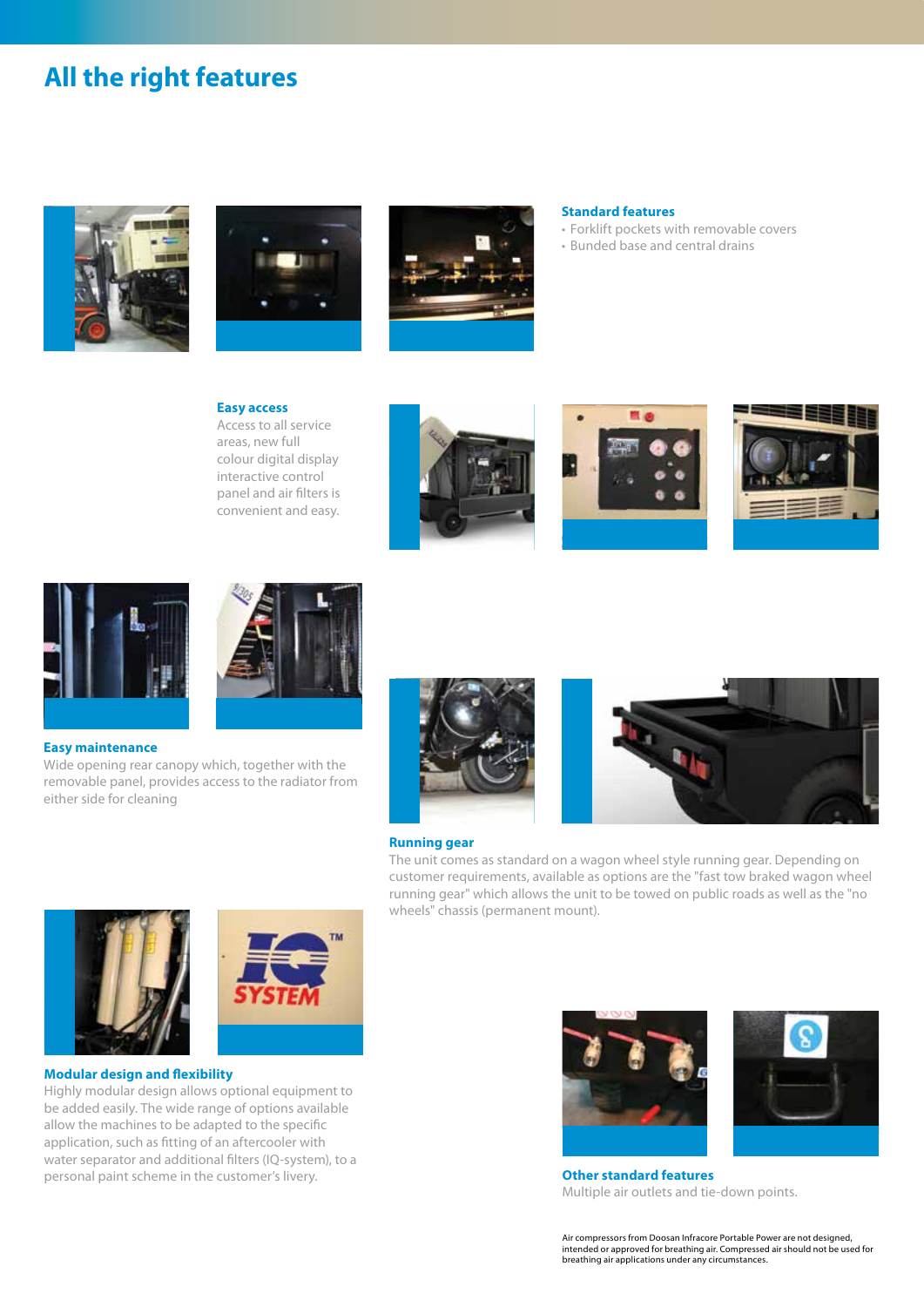# All the right features

### Standard features

- Forklift pockets with removable covers
- Bunded base and central drains

### Easy access

Access to all service areas, new full colour digital display interactive control panel and air filters is convenient and easy.

### Easy maintenance

Wide opening rear canopy which, together with the removable panel, provides access to the radiator from either side for cleaning

### Running gear

The unit comes as standard on a wagon wheel style running gear. Depending on customer requirements, available as options are the "fast tow braked wagon wheel running gear" which allows the unit to be towed on public roads as well as the "no wheels" chassis (permanent mount).

### Modular design and flexibility

Highly modular design allows optional equipment to be added easily. The wide range of options available allow the machines to be adapted to the specific application, such as fitting of an aftercooler with water separator and additional filters (IQ-system), to a personal paint scheme in the customer's livery.

### Other standard features

Multiple air outlets and tie-down points.

Air compressors from Doosan Infracore Portable Power are not designed, intended or approved for breathing air. Compressed air should not be used for breathing air applications under any circumstances.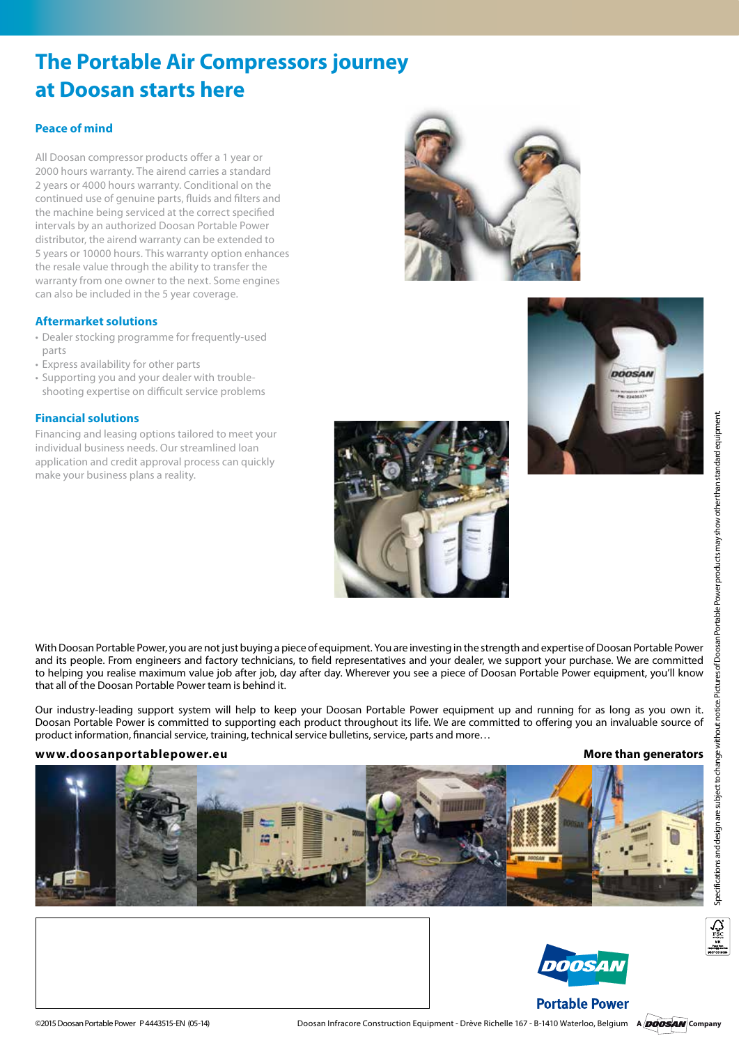# The Portable Air Compressors journey at Doosan starts here

## Peace of mind

All Doosan compressor products offer a 1 year or 2000 hours warranty. The airend carries a standard 2 years or 4000 hours warranty. Conditional on the continued use of genuine parts, fluids and filters and the machine being serviced at the correct specified intervals by an authorized Doosan Portable Power distributor, the airend warranty can be extended to 5 years or 10000 hours. This warranty option enhances the resale value through the ability to transfer the warranty from one owner to the next. Some engines can also be included in the 5 year coverage.

## Aftermarket solutions

- Dealer stocking programme for frequently-used parts
- Express availability for other parts
- Supporting you and your dealer with trouble-shooting expertise on difficult service problems

## Financial solutions

Financing and leasing options tailored to meet your individual business needs. Our streamlined loan application and credit approval process can quickly make your business plans a reality.

With Doosan Portable Power, you are not just buying a piece of equipment. You are investing in the strength and expertise of Doosan Portable Power and its people. From engineers and factory technicians, to field representatives and your dealer, we support your purchase. We are committed to helping you realise maximum value job after job, day after day. Wherever you see a piece of Doosan Portable Power equipment, you'll know that all of the Doosan Portable Power team is behind it.

Our industry-leading support system will help to keep your Doosan Portable Power equipment up and running for as long as you own it. Doosan Portable Power is committed to supporting each product throughout its life. We are committed to offering you an invaluable source of product information, financial service, training, technical service bulletins, service, parts and more…

**www.doosanportablepower.eu**

**More than generators**

Specifications and design are subject to change without notice. Pictures of Doosan Portable Power products may show other than standard equipment.

DOOSAN Portable Power

©2015 Doosan Portable Power P 4443515-EN (05-14)

Doosan Infracore Construction Equipment - Drève Richelle 167 - B-1410 Waterloo, Belgium

A DOOSAN Company